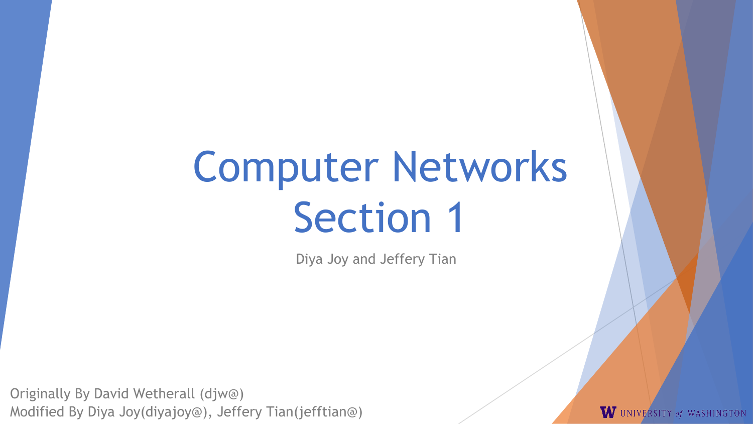# Computer Networks Section 1

Diya Joy and Jeffery Tian

Originally By David Wetherall (djw@)
Modified By Diya Joy(diyajoy@), Jeffery Tian(jefftian@)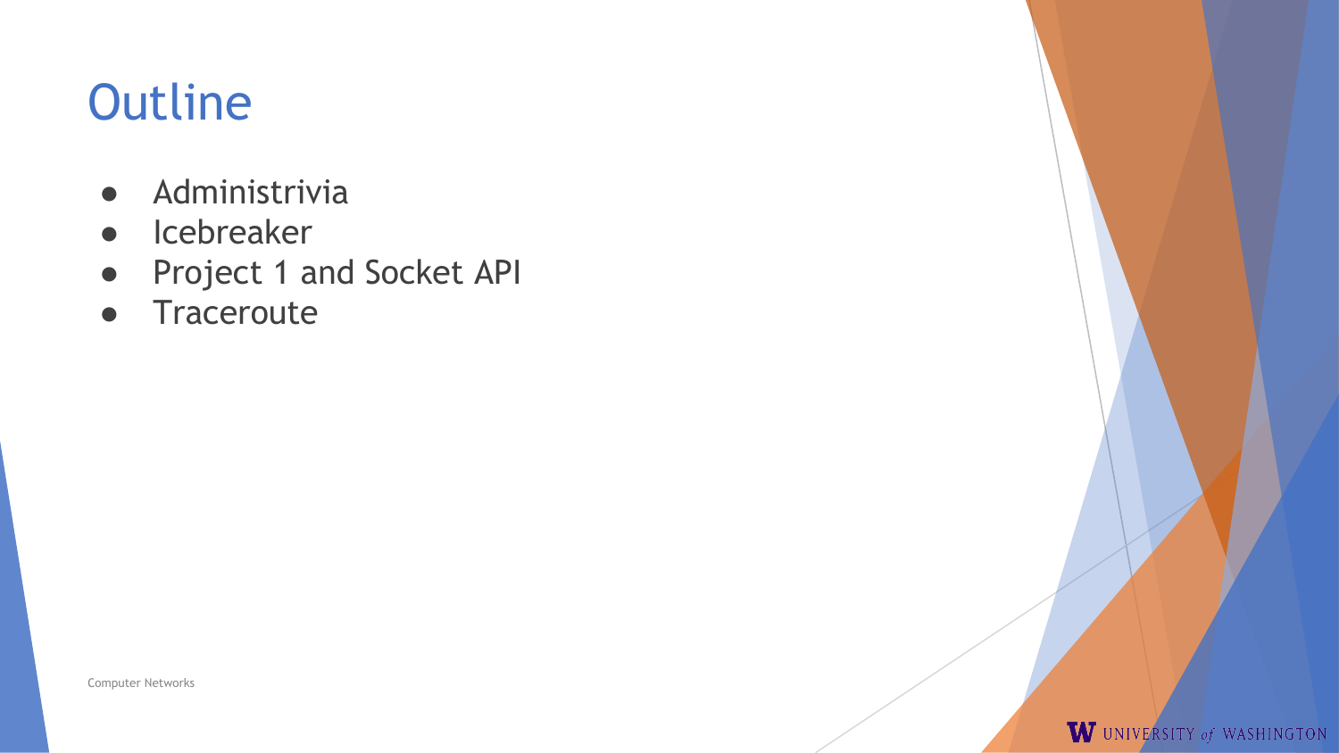# Outline

- Administrivia
- Icebreaker
- Project 1 and Socket API
- Traceroute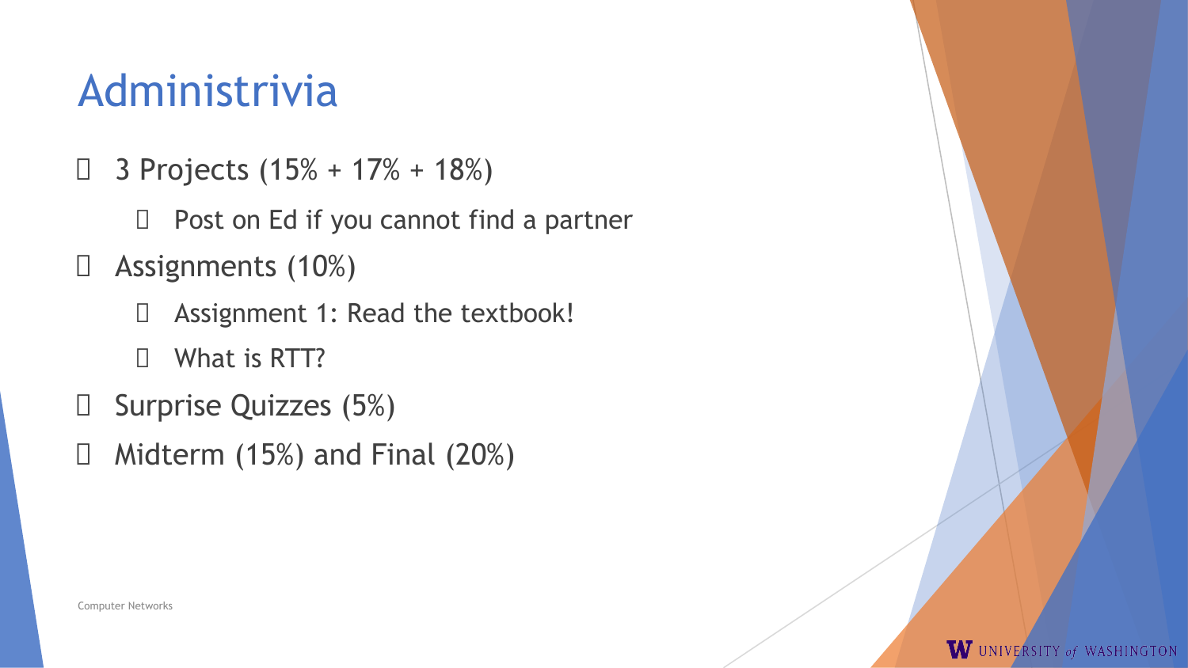# Administrivia

- 3 Projects (15% + 17% + 18%)
  - Post on Ed if you cannot find a partner
- Assignments (10%)
  - Assignment 1: Read the textbook!
  - What is RTT?
- Surprise Quizzes (5%)
- Midterm (15%) and Final (20%)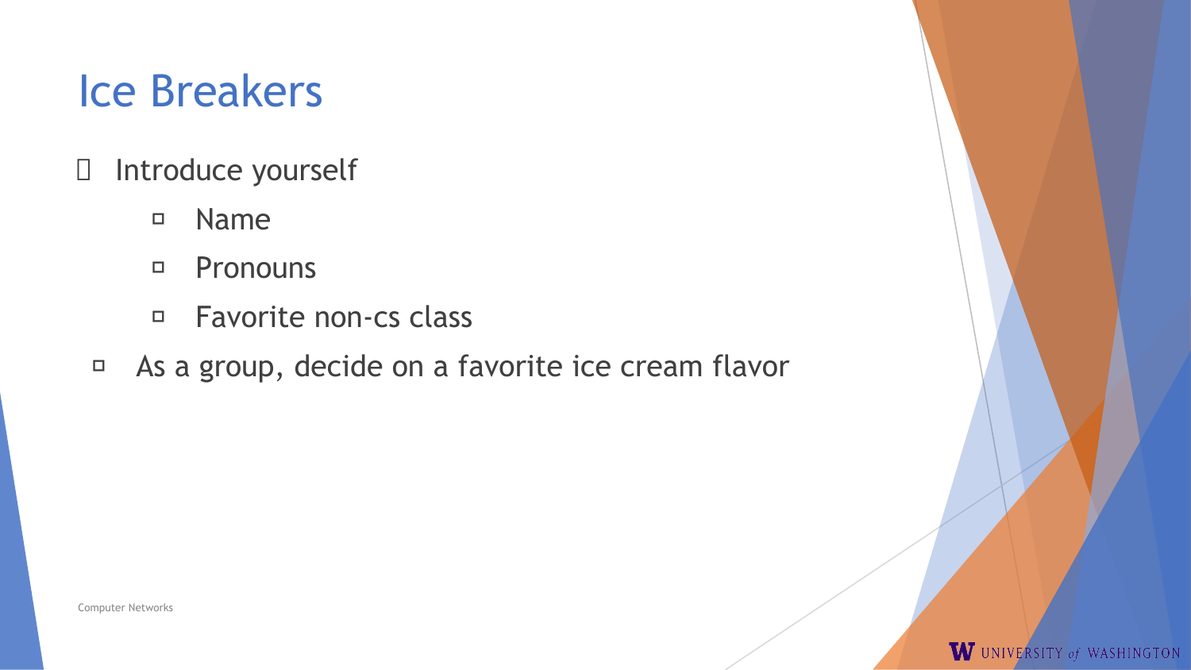# Ice Breakers

- Introduce yourself
  - Name
  - Pronouns
  - Favorite non-cs class
- As a group, decide on a favorite ice cream flavor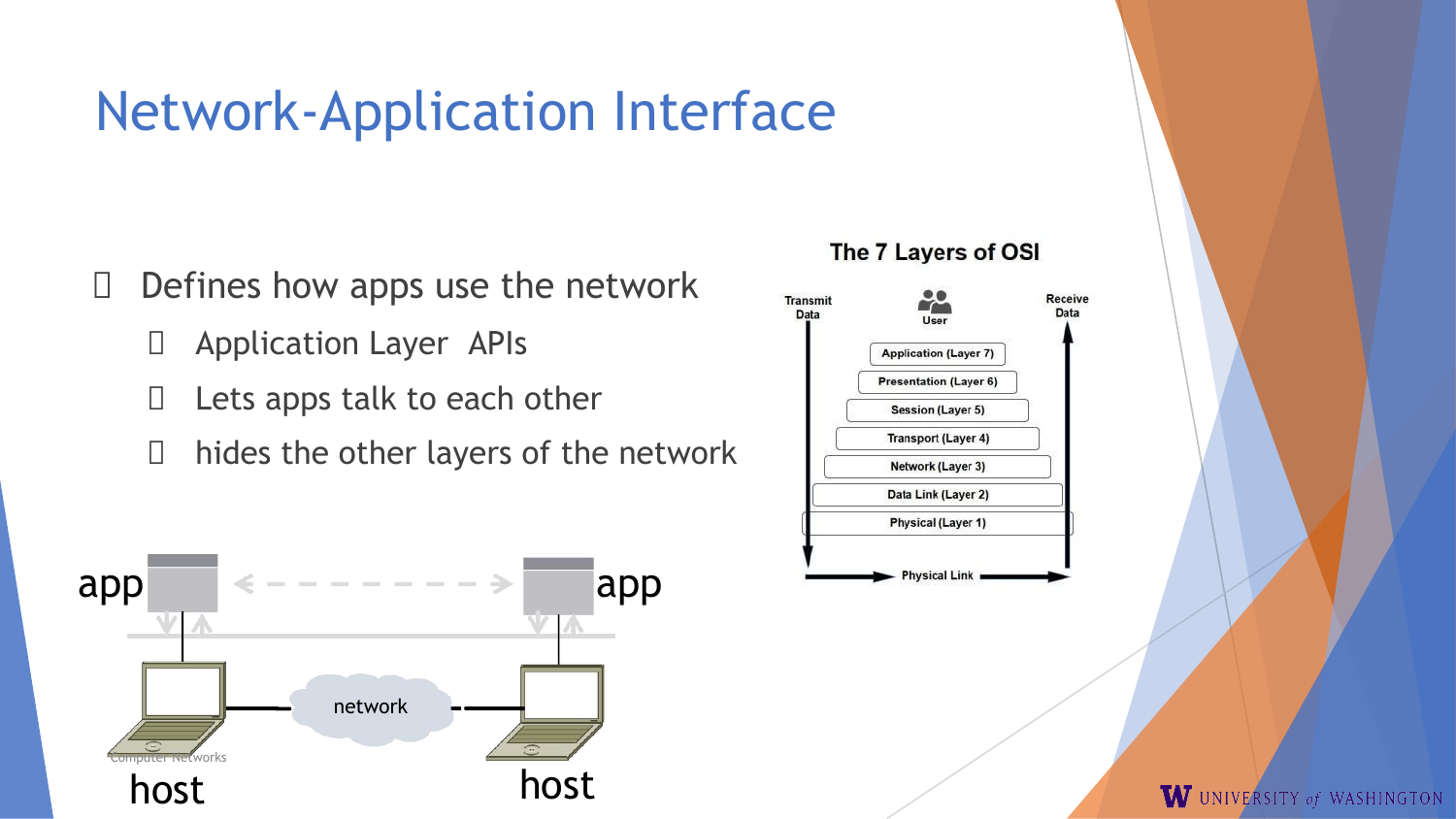# Network-Application Interface

- Defines how apps use the network
  - Application Layer APIs
  - Lets apps talk to each other
  - hides the other layers of the network

app app

network

host host

Computer Networks

**The 7 Layers of OSI**

Transmit Data

User

Receive Data

- Application (Layer 7)
- Presentation (Layer 6)
- Session (Layer 5)
- Transport (Layer 4)
- Network (Layer 3)
- Data Link (Layer 2)
- Physical (Layer 1)

Physical Link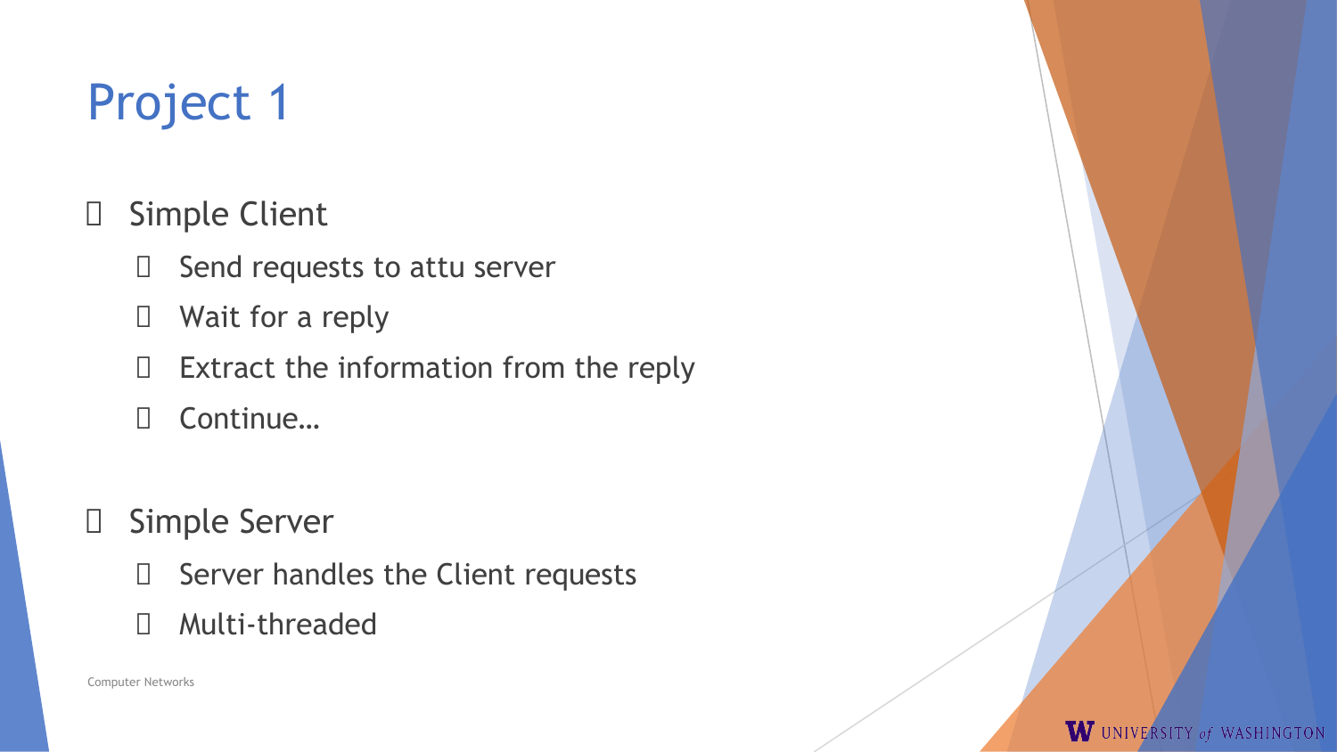# Project 1

- Simple Client
  - Send requests to attu server
  - Wait for a reply
  - Extract the information from the reply
  - Continue…

- Simple Server
  - Server handles the Client requests
  - Multi-threaded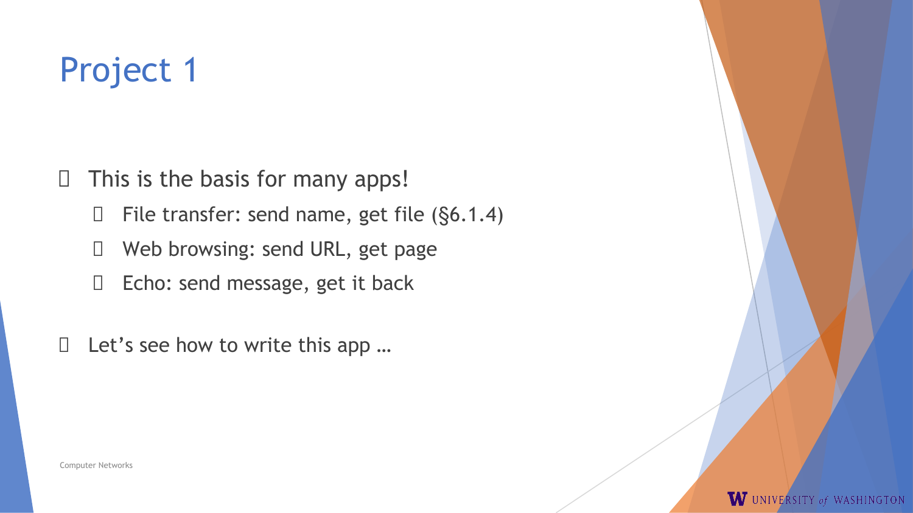# Project 1

- This is the basis for many apps!
  - File transfer: send name, get file (§6.1.4)
  - Web browsing: send URL, get page
  - Echo: send message, get it back

- Let's see how to write this app …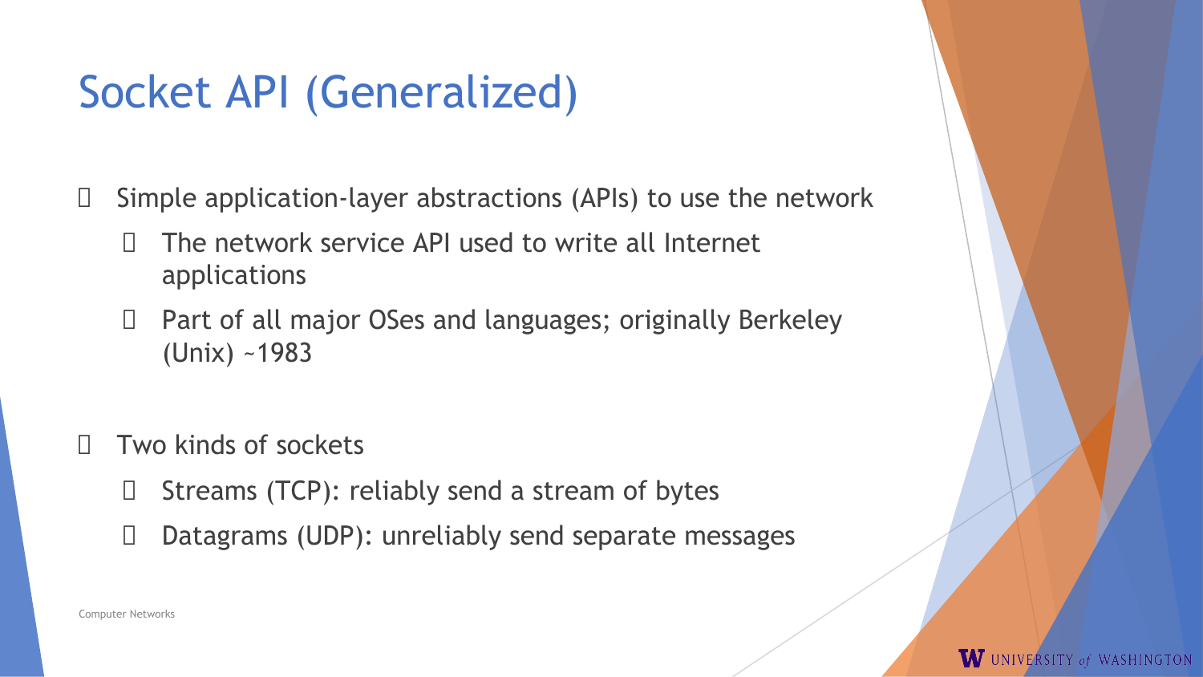# Socket API (Generalized)

- Simple application-layer abstractions (APIs) to use the network
  - The network service API used to write all Internet applications
  - Part of all major OSes and languages; originally Berkeley (Unix) ~1983

- Two kinds of sockets
  - Streams (TCP): reliably send a stream of bytes
  - Datagrams (UDP): unreliably send separate messages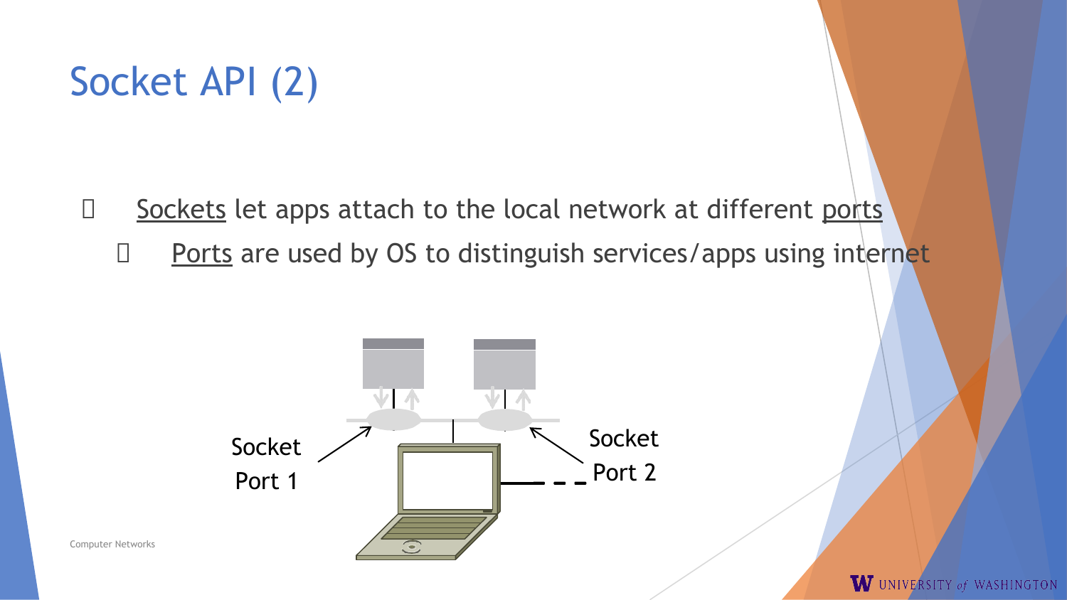# Socket API (2)

- Sockets let apps attach to the local network at different ports
  - Ports are used by OS to distinguish services/apps using internet

Socket
Port 1

Socket
Port 2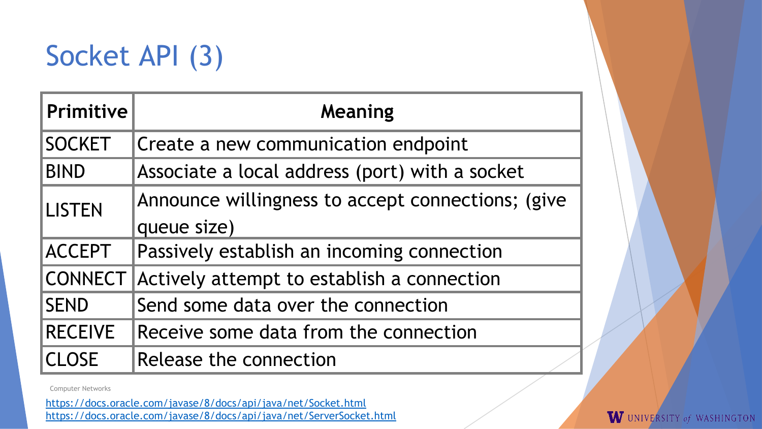# Socket API (3)

| Primitive | Meaning |
|---|---|
| SOCKET | Create a new communication endpoint |
| BIND | Associate a local address (port) with a socket |
| LISTEN | Announce willingness to accept connections; (give queue size) |
| ACCEPT | Passively establish an incoming connection |
| CONNECT | Actively attempt to establish a connection |
| SEND | Send some data over the connection |
| RECEIVE | Receive some data from the connection |
| CLOSE | Release the connection |

https://docs.oracle.com/javase/8/docs/api/java/net/Socket.html
https://docs.oracle.com/javase/8/docs/api/java/net/ServerSocket.html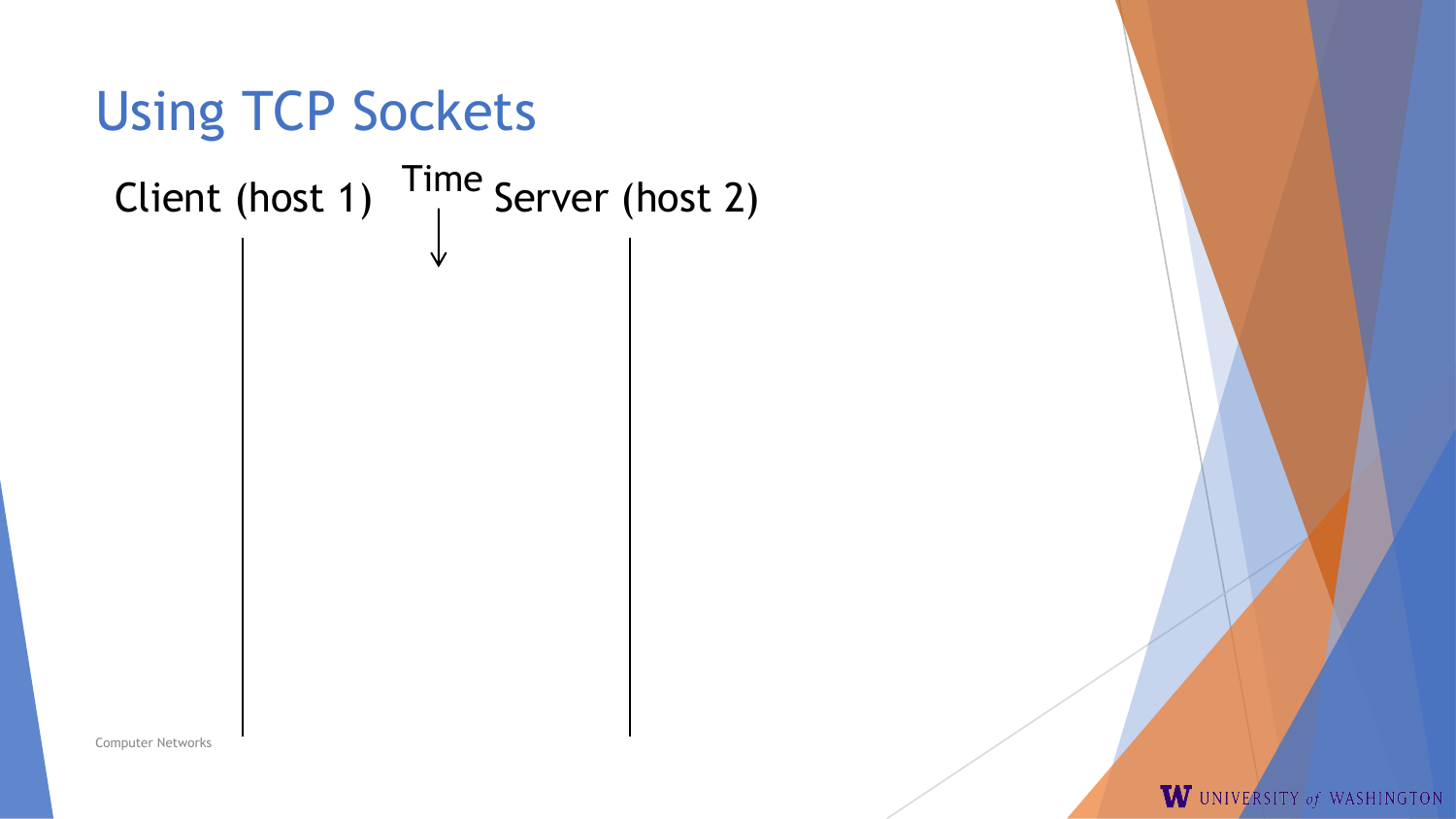# Using TCP Sockets

Client (host 1) Time Server (host 2)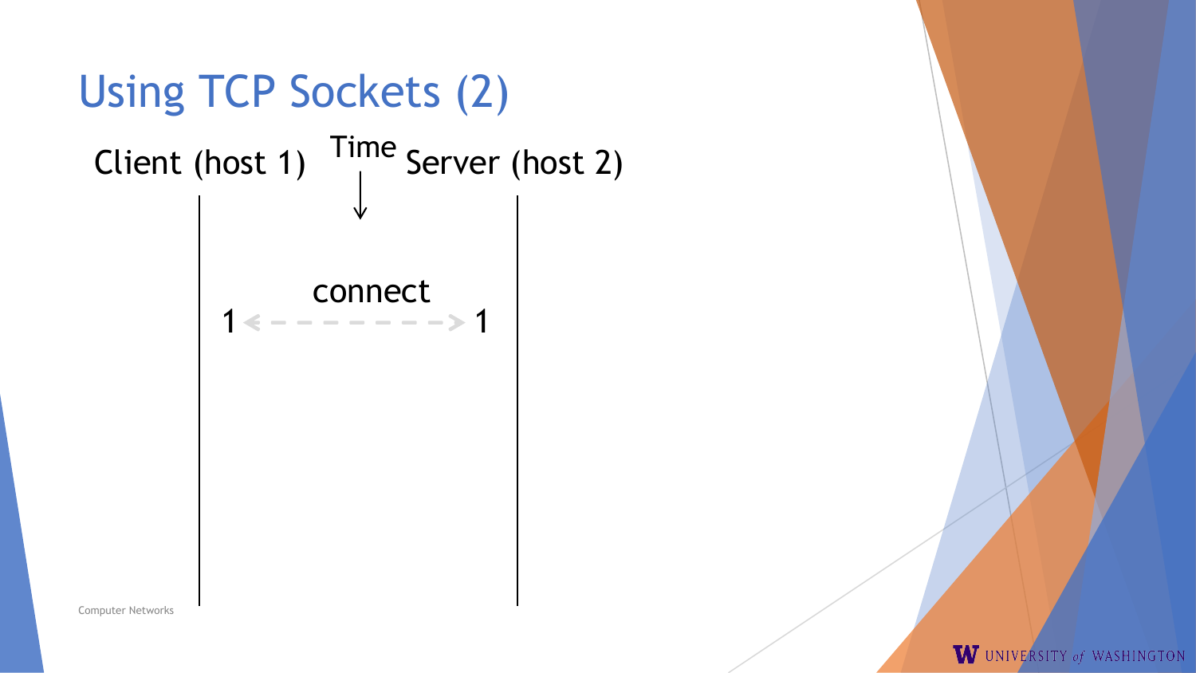# Using TCP Sockets (2)

Client (host 1) Time Server (host 2)

connect

1 ⟷ 1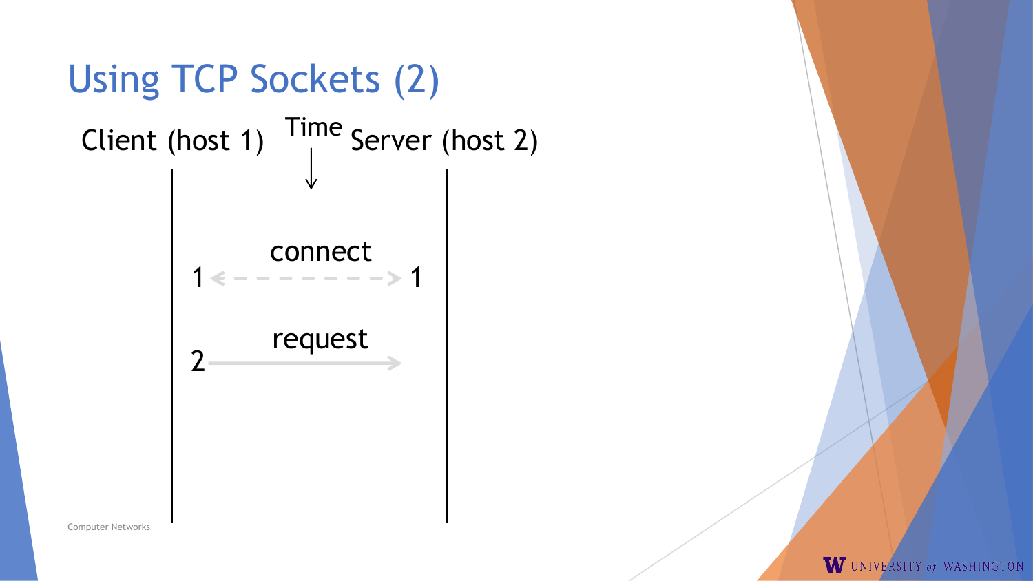# Using TCP Sockets (2)

Client (host 1) Time Server (host 2)

connect

1 ←- - - - - - - - → 1

request

2 ————————→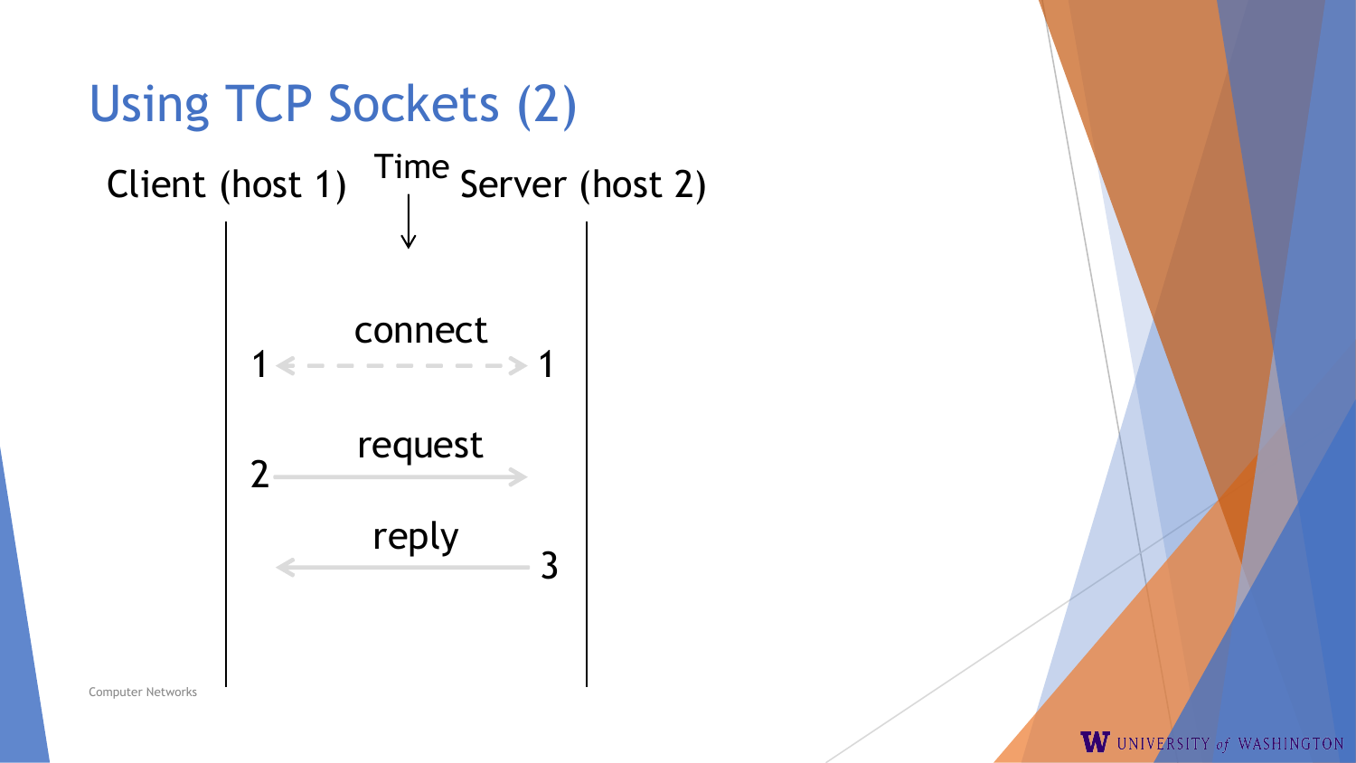# Using TCP Sockets (2)

Client (host 1) Time Server (host 2)

connect

1 1

request

2

reply

3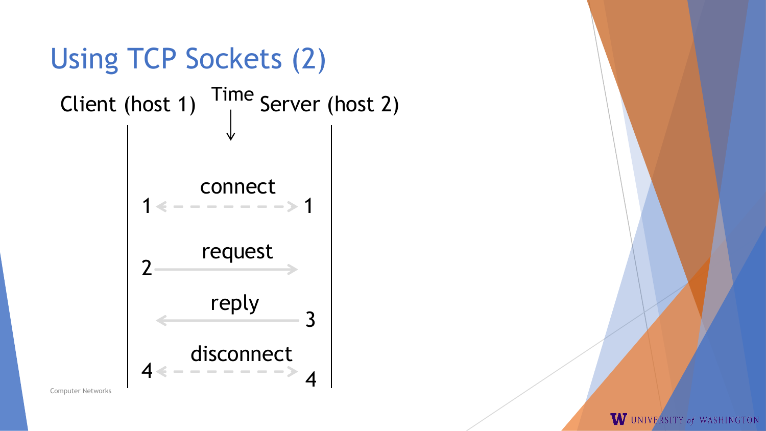# Using TCP Sockets (2)

Client (host 1) Time ↓ Server (host 2)

1 ← connect → 1

2 → request

reply ← 3

4 ← disconnect → 4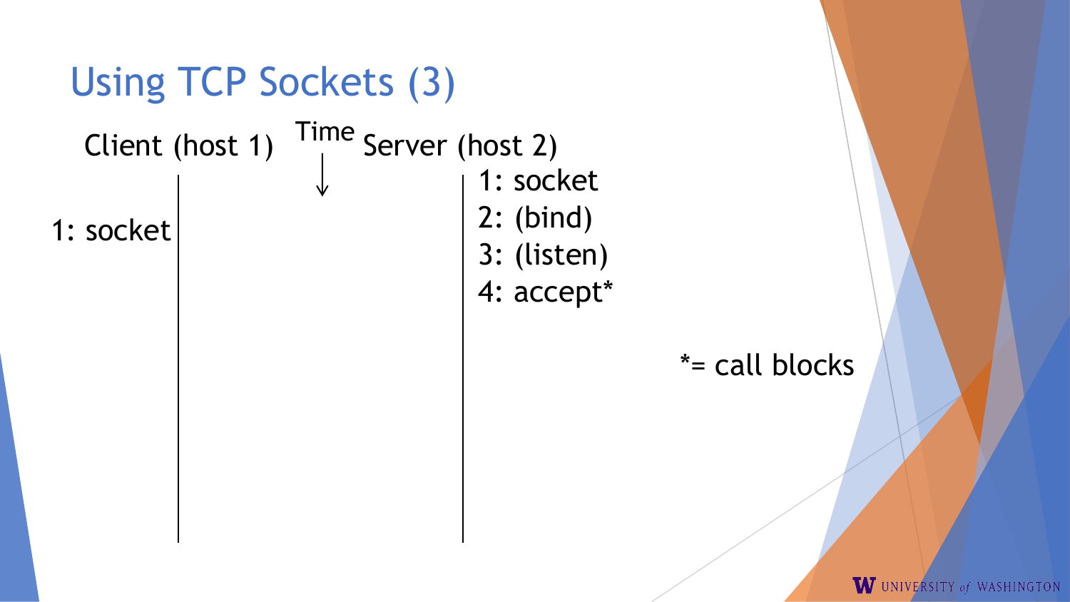# Using TCP Sockets (3)

| Client (host 1) | Time ↓ | Server (host 2) |
|---|---|---|
| | | 1: socket |
| 1: socket | | 2: (bind) |
| | | 3: (listen) |
| | | 4: accept* |

*= call blocks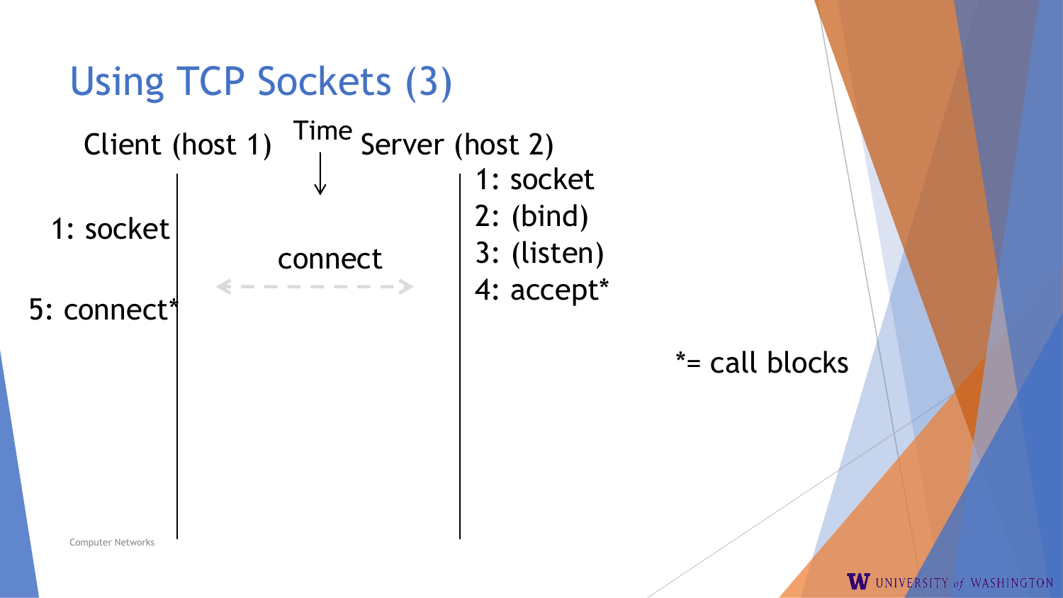# Using TCP Sockets (3)

Client (host 1) | Time ↓ | Server (host 2)

**Server (host 2):**

1: socket
2: (bind)
3: (listen)
4: accept*

**Client (host 1):**

1: socket
5: connect*

connect ←- - - - - - - - - - - - →

*= call blocks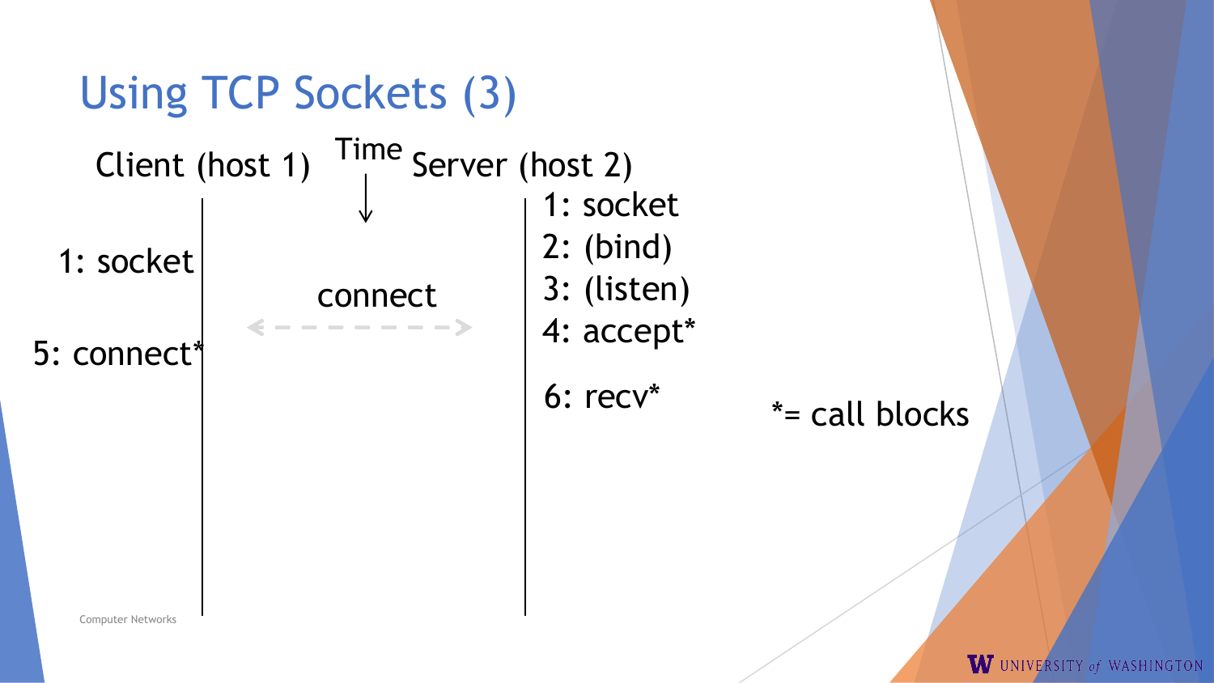# Using TCP Sockets (3)

| Client (host 1) | Time ↓ | Server (host 2) |
| --- | --- | --- |
| | | 1: socket |
| 1: socket | | 2: (bind) |
| | connect | 3: (listen) |
| | | 4: accept* |
| 5: connect* | | |
| | | 6: recv* |

*= call blocks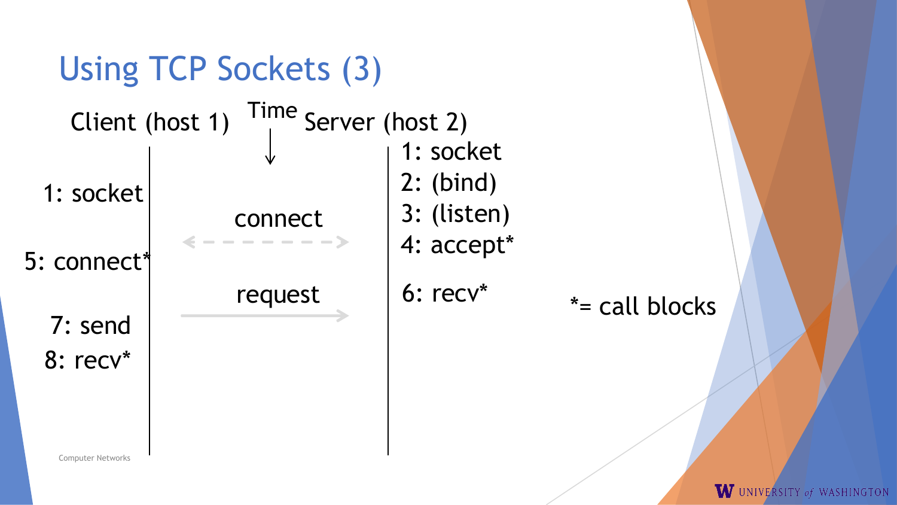# Using TCP Sockets (3)

Client (host 1) | Time ↓ | Server (host 2)

| Client (host 1) | Time | Server (host 2) |
|---|---|---|
| | | 1: socket |
| | | 2: (bind) |
| 1: socket | | 3: (listen) |
| | connect | 4: accept* |
| 5: connect* | | |
| | request | 6: recv* |
| 7: send | | |
| 8: recv* | | |

*= call blocks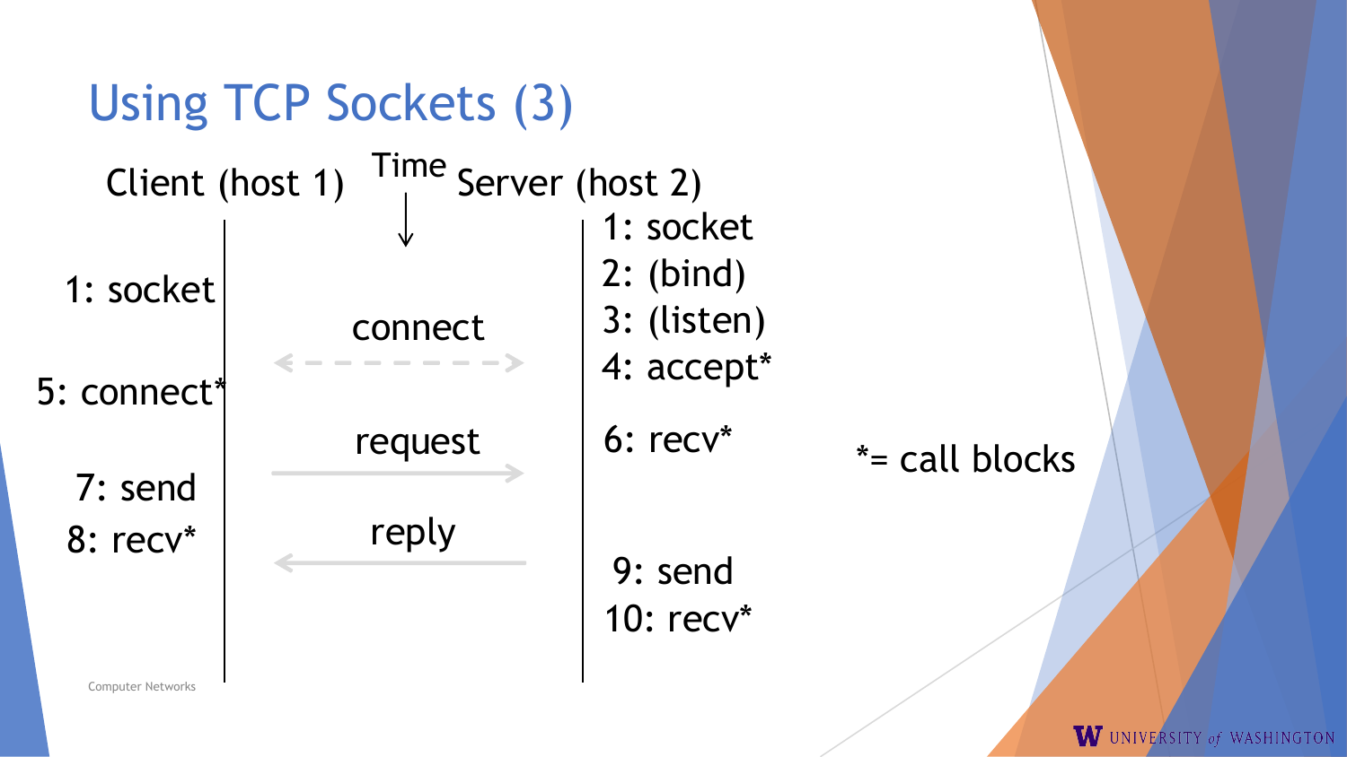# Using TCP Sockets (3)

| Client (host 1) | Time ↓ | Server (host 2) |
|---|---|---|
| | | 1: socket |
| 1: socket | | 2: (bind) |
| | | 3: (listen) |
| | connect | 4: accept* |
| 5: connect* | | |
| | request | 6: recv* |
| 7: send | | |
| 8: recv* | reply | |
| | | 9: send |
| | | 10: recv* |

*= call blocks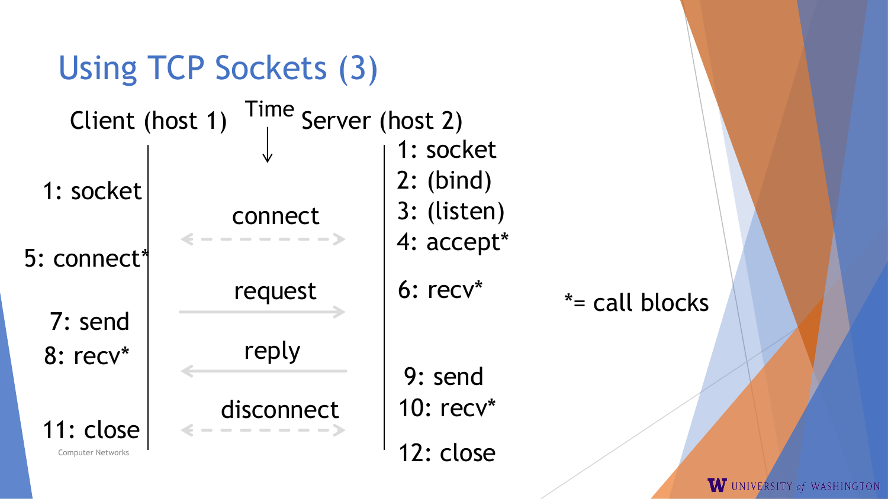# Using TCP Sockets (3)

| Client (host 1) | Time ↓ | Server (host 2) |
|---|---|---|
| | | 1: socket |
| 1: socket | | 2: (bind) |
| | | 3: (listen) |
| 5: connect* | connect | 4: accept* |
| 7: send | request | 6: recv* |
| 8: recv* | reply | 9: send |
| 11: close | disconnect | 10: recv* |
| | | 12: close |

*= call blocks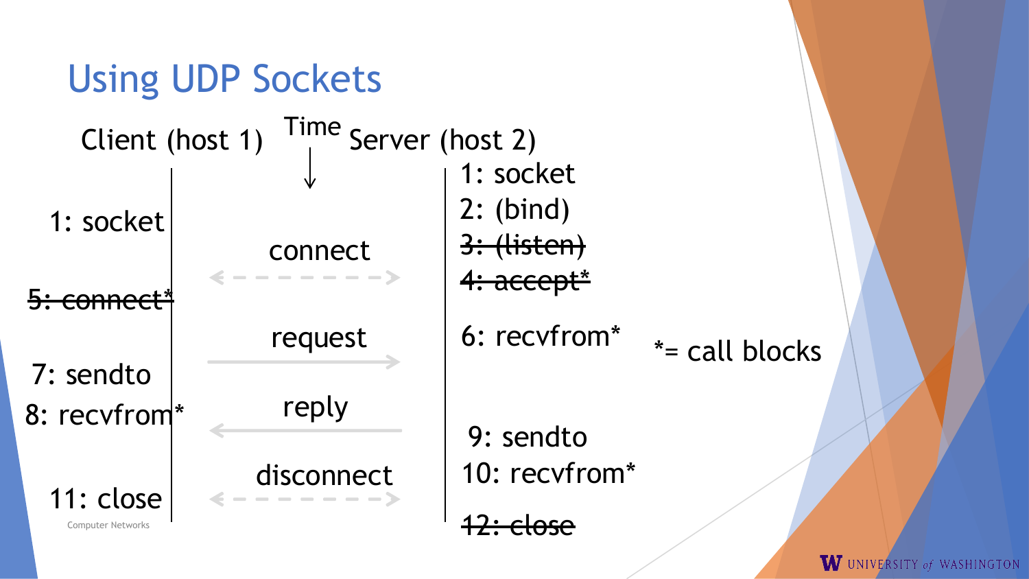# Using UDP Sockets

| Client (host 1) | Time ↓ | Server (host 2) |
|---|---|---|
| | | 1: socket |
| | | 2: (bind) |
| 1: socket | | ~~3: (listen)~~ |
| | connect (dashed, ↔) | ~~4: accept*~~ |
| ~~5: connect*~~ | | |
| | request (→) | 6: recvfrom* |
| 7: sendto | | |
| 8: recvfrom* | reply (←) | |
| | | 9: sendto |
| | disconnect (dashed, ↔) | 10: recvfrom* |
| 11: close | | ~~12: close~~ |

*= call blocks

Computer Networks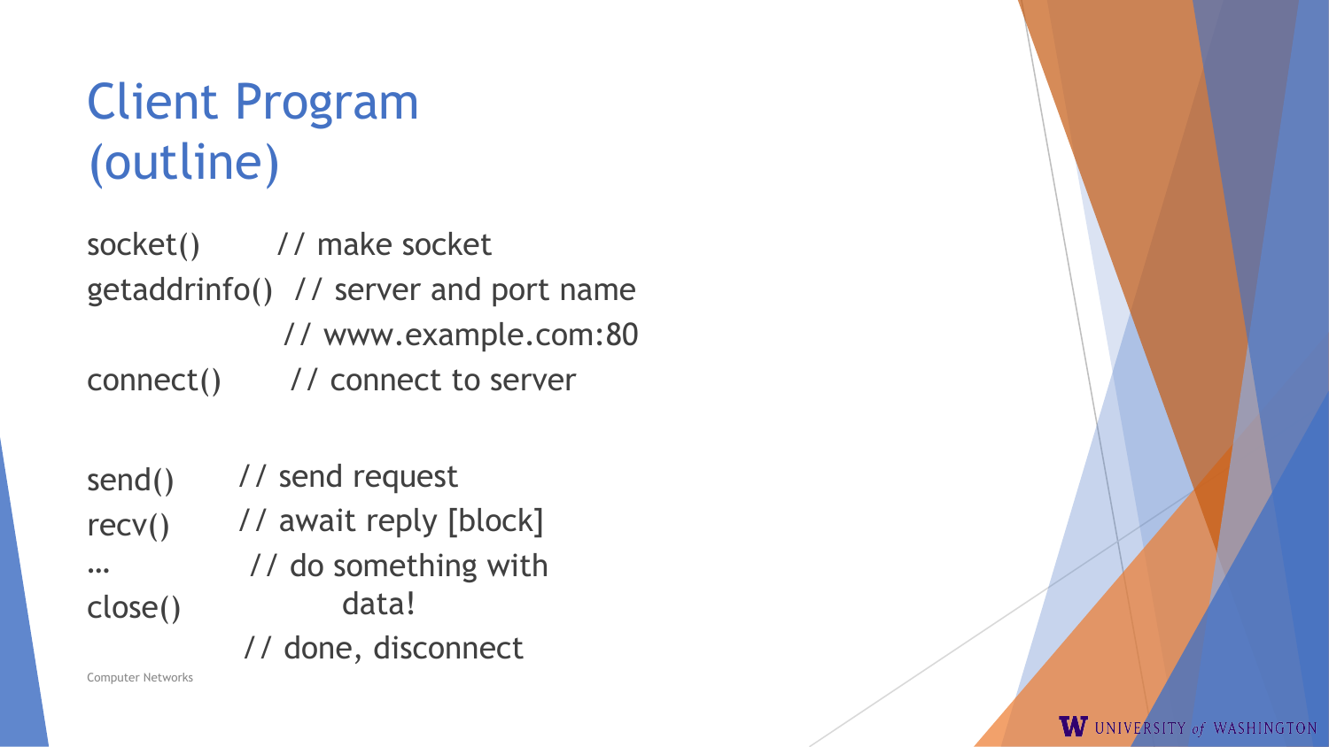# Client Program (outline)

```
socket()        // make socket
getaddrinfo()   // server and port name
                // www.example.com:80
connect()       // connect to server

send()          // send request
recv()          // await reply [block]
…               // do something with
                   data!
close()         // done, disconnect
```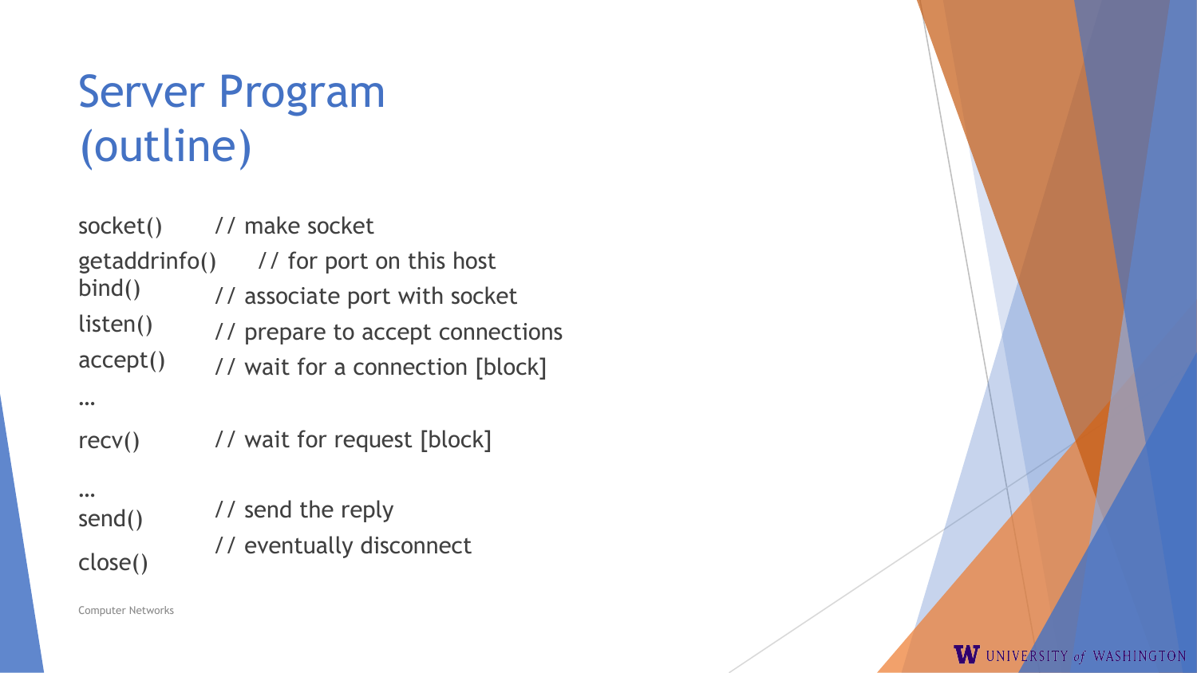# Server Program (outline)

```
socket()         // make socket
getaddrinfo()    // for port on this host
bind()           // associate port with socket
listen()         // prepare to accept connections
accept()         // wait for a connection [block]
…
recv()           // wait for request [block]

…
send()           // send the reply
close()          // eventually disconnect
```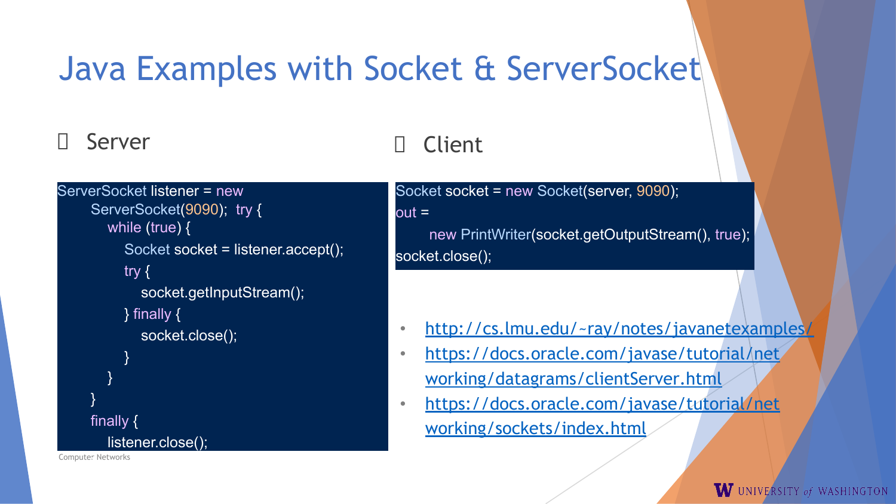# Java Examples with Socket & ServerSocket

- Server

```
ServerSocket listener = new
    ServerSocket(9090);  try {
      while (true) {
        Socket socket = listener.accept();
        try {
          socket.getInputStream();
        } finally {
          socket.close();
        }
      }
    }
    finally {
      listener.close();
```

- Client

```
Socket socket = new Socket(server, 9090);
out =
    new PrintWriter(socket.getOutputStream(), true);
socket.close();
```

- http://cs.lmu.edu/~ray/notes/javanetexamples/
- https://docs.oracle.com/javase/tutorial/networking/datagrams/clientServer.html
- https://docs.oracle.com/javase/tutorial/networking/sockets/index.html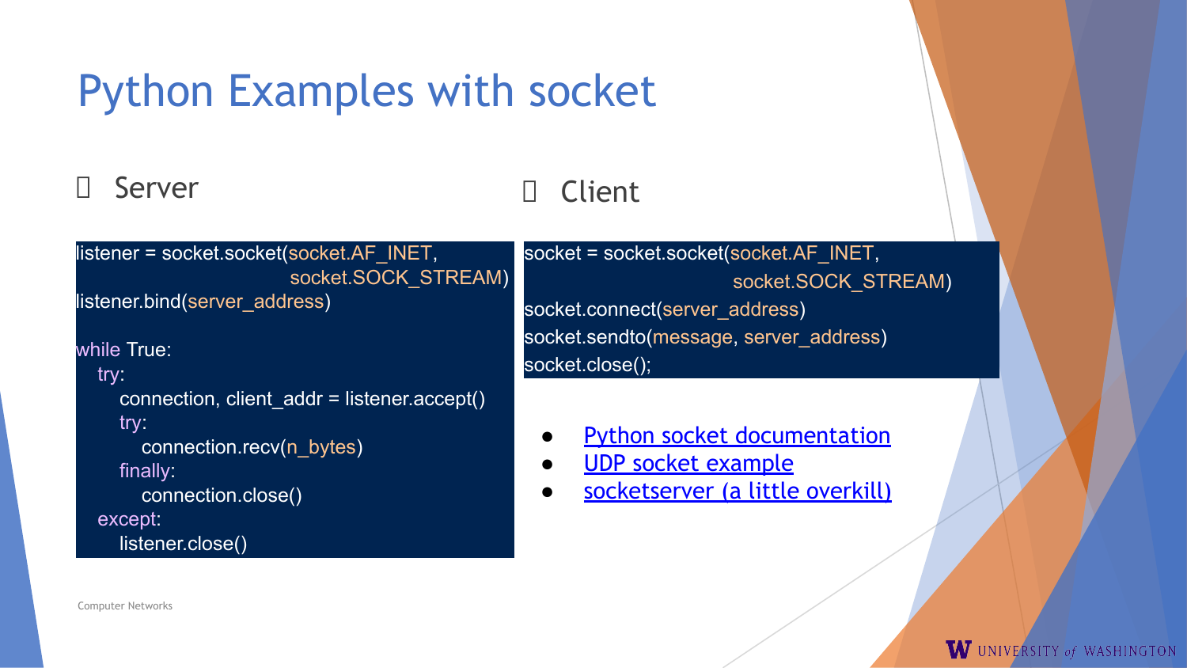# Python Examples with socket

- Server

```
listener = socket.socket(socket.AF_INET,
                         socket.SOCK_STREAM)
listener.bind(server_address)

while True:
   try:
      connection, client_addr = listener.accept()
      try:
         connection.recv(n_bytes)
      finally:
         connection.close()
   except:
      listener.close()
```

- Client

```
socket = socket.socket(socket.AF_INET,
                       socket.SOCK_STREAM)
socket.connect(server_address)
socket.sendto(message, server_address)
socket.close();
```

- Python socket documentation
- UDP socket example
- socketserver (a little overkill)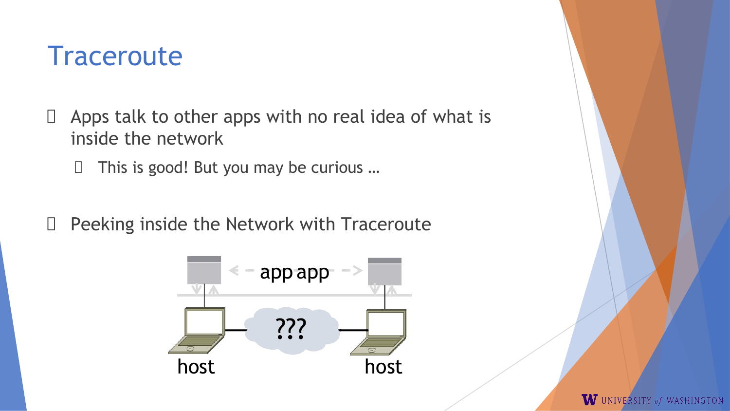# Traceroute

- Apps talk to other apps with no real idea of what is inside the network
  - This is good! But you may be curious …

- Peeking inside the Network with Traceroute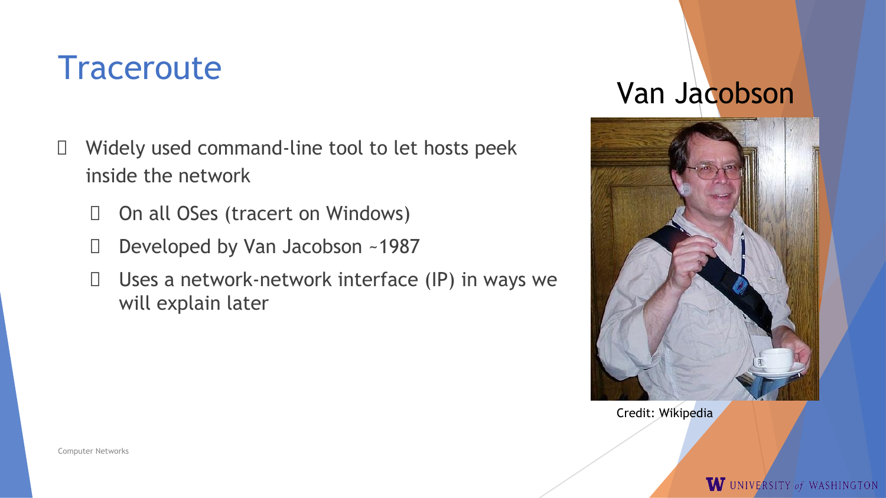# Traceroute

- Widely used command-line tool to let hosts peek inside the network
  - On all OSes (tracert on Windows)
  - Developed by Van Jacobson ~1987
  - Uses a network-network interface (IP) in ways we will explain later

Van Jacobson

Credit: Wikipedia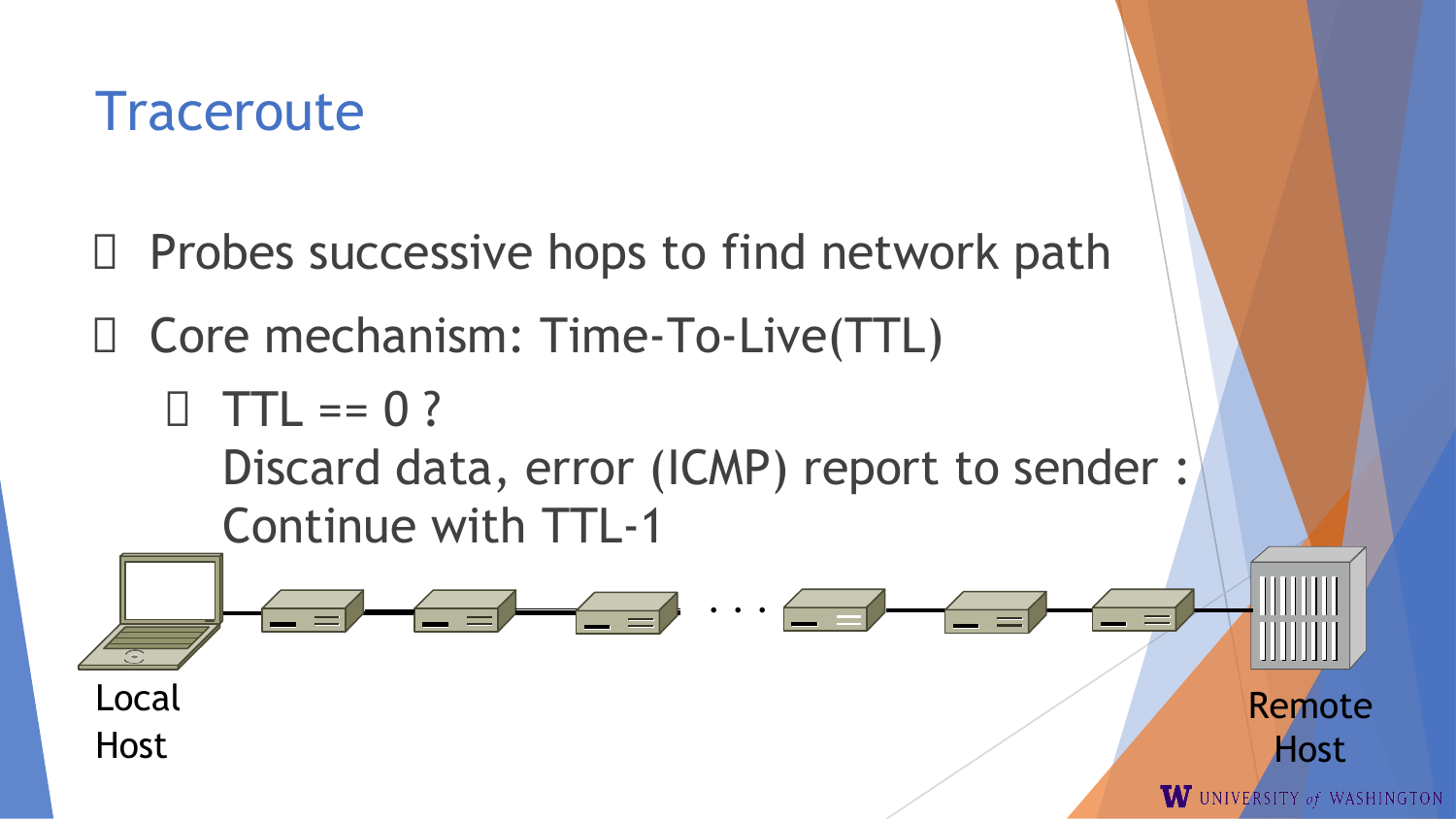# Traceroute

- Probes successive hops to find network path
- Core mechanism: Time-To-Live(TTL)
  - TTL == 0 ?
    Discard data, error (ICMP) report to sender :
    Continue with TTL-1

Local Host

Remote Host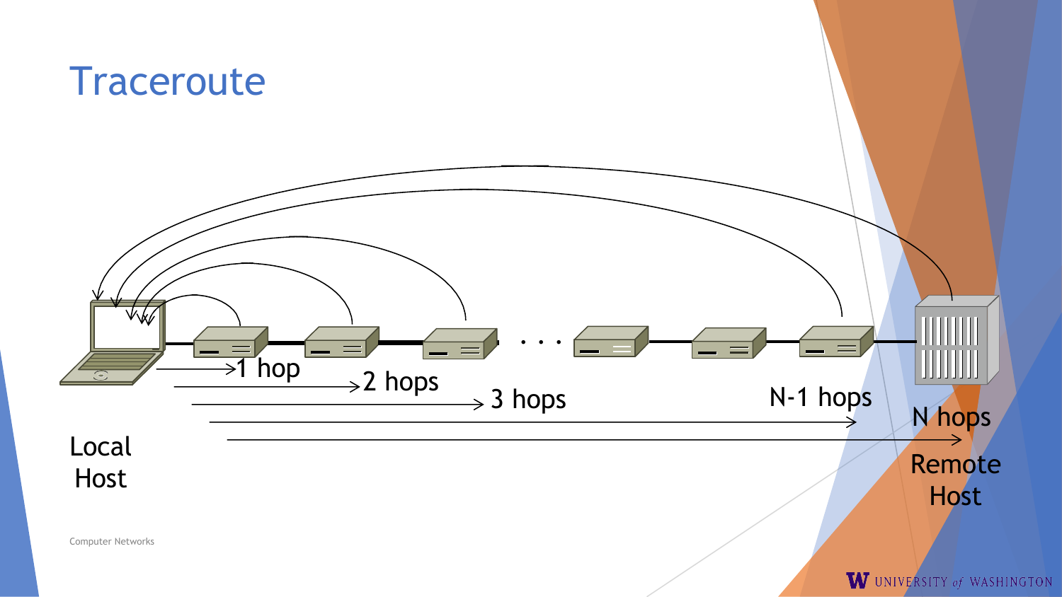# Traceroute

Local Host

1 hop

2 hops

3 hops

. . .

N-1 hops

N hops

Remote Host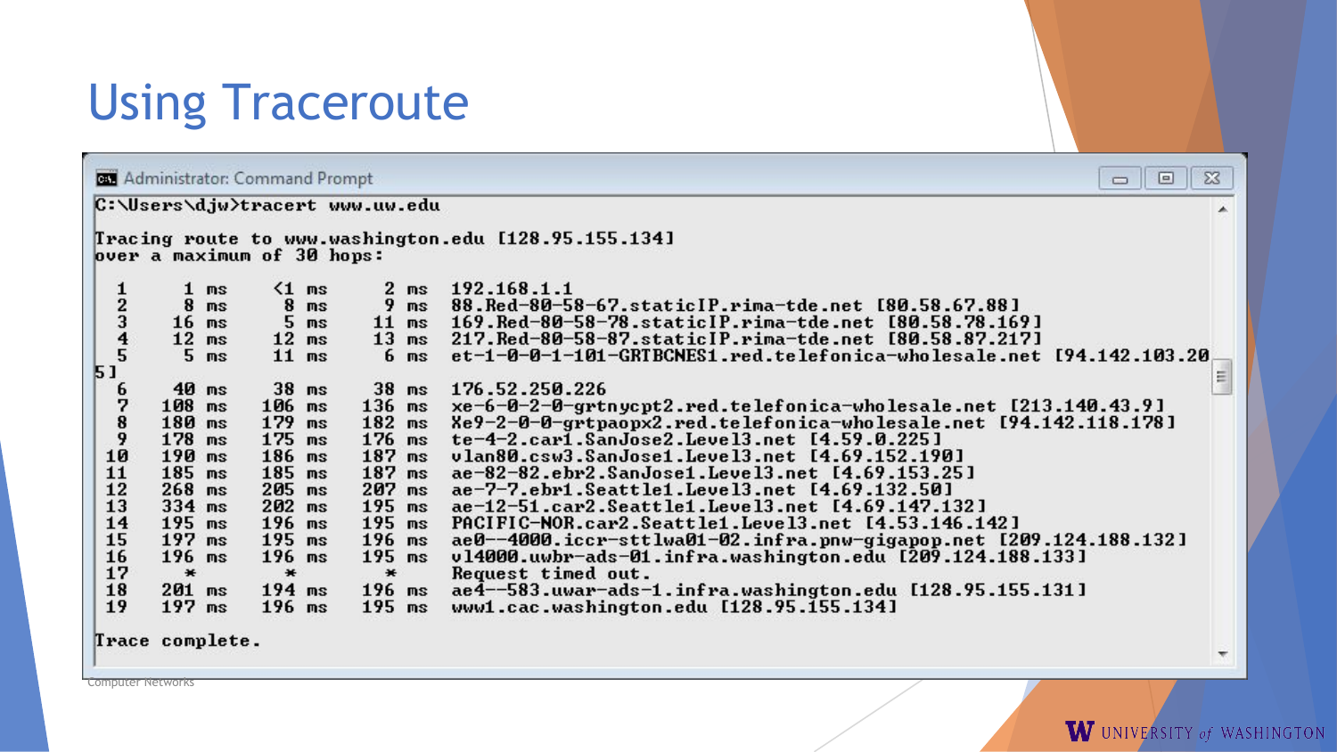# Using Traceroute

```
Administrator: Command Prompt
C:\Users\djw>tracert www.uw.edu

Tracing route to www.washington.edu [128.95.155.134]
over a maximum of 30 hops:

  1     1 ms    <1 ms     2 ms  192.168.1.1
  2     8 ms     8 ms     9 ms  88.Red-80-58-67.staticIP.rima-tde.net [80.58.67.88]
  3    16 ms     5 ms    11 ms  169.Red-80-58-78.staticIP.rima-tde.net [80.58.78.169]
  4    12 ms    12 ms    13 ms  217.Red-80-58-87.staticIP.rima-tde.net [80.58.87.217]
  5     5 ms    11 ms     6 ms  et-1-0-0-1-101-GRTBCNES1.red.telefonica-wholesale.net [94.142.103.20
5]
  6    40 ms    38 ms    38 ms  176.52.250.226
  7   108 ms   106 ms   136 ms  xe-6-0-2-0-grtnycpt2.red.telefonica-wholesale.net [213.140.43.9]
  8   180 ms   179 ms   182 ms  Xe9-2-0-0-grtpaopx2.red.telefonica-wholesale.net [94.142.118.178]
  9   178 ms   175 ms   176 ms  te-4-2.car1.SanJose2.Level3.net [4.59.0.225]
 10   190 ms   186 ms   187 ms  vlan80.csw3.SanJose1.Level3.net [4.69.152.190]
 11   185 ms   185 ms   187 ms  ae-82-82.ebr2.SanJose1.Level3.net [4.69.153.25]
 12   268 ms   205 ms   207 ms  ae-7-7.ebr1.Seattle1.Level3.net [4.69.132.50]
 13   334 ms   202 ms   195 ms  ae-12-51.car2.Seattle1.Level3.net [4.69.147.132]
 14   195 ms   196 ms   195 ms  PACIFIC-NOR.car2.Seattle1.Level3.net [4.53.146.142]
 15   197 ms   195 ms   196 ms  ae0--4000.iccr-sttlwa01-02.infra.pnw-gigapop.net [209.124.188.132]
 16   196 ms   196 ms   195 ms  v14000.uwbr-ads-01.infra.washington.edu [209.124.188.133]
 17     *        *        *     Request timed out.
 18   201 ms   194 ms   196 ms  ae4--583.uwar-ads-1.infra.washington.edu [128.95.155.131]
 19   197 ms   196 ms   195 ms  www1.cac.washington.edu [128.95.155.134]

Trace complete.
```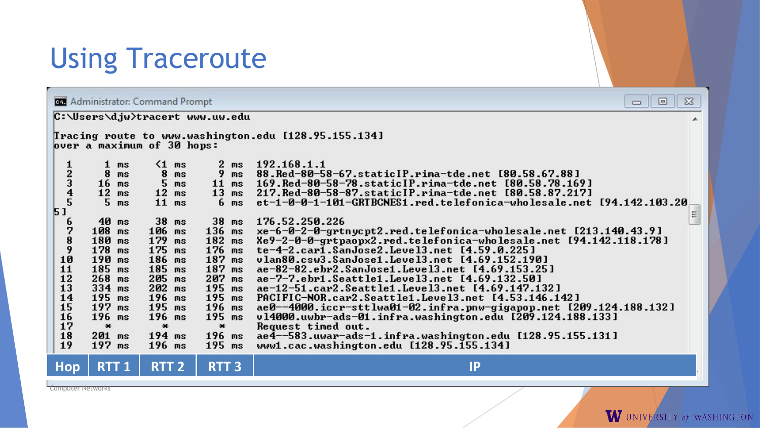# Using Traceroute

```
Administrator: Command Prompt

C:\Users\djw>tracert www.uw.edu

Tracing route to www.washington.edu [128.95.155.134]
over a maximum of 30 hops:

  1     1 ms    <1 ms     2 ms  192.168.1.1
  2     8 ms     8 ms     9 ms  88.Red-80-58-67.staticIP.rima-tde.net [80.58.67.88]
  3    16 ms     5 ms    11 ms  169.Red-80-58-78.staticIP.rima-tde.net [80.58.78.169]
  4    12 ms    12 ms    13 ms  217.Red-80-58-87.staticIP.rima-tde.net [80.58.87.217]
  5     5 ms    11 ms     6 ms  et-1-0-0-1-101-GRTBCNES1.red.telefonica-wholesale.net [94.142.103.20
5]
  6    40 ms    38 ms    38 ms  176.52.250.226
  7   108 ms   106 ms   136 ms  xe-6-0-2-0-grtnycpt2.red.telefonica-wholesale.net [213.140.43.9]
  8   180 ms   179 ms   182 ms  Xe9-2-0-0-grtpaopx2.red.telefonica-wholesale.net [94.142.118.178]
  9   178 ms   175 ms   176 ms  te-4-2.car1.SanJose2.Level3.net [4.59.0.225]
 10   190 ms   186 ms   187 ms  vlan80.csw3.SanJose1.Level3.net [4.69.152.190]
 11   185 ms   185 ms   187 ms  ae-82-82.ebr2.SanJose1.Level3.net [4.69.153.25]
 12   268 ms   205 ms   207 ms  ae-7-7.ebr1.Seattle1.Level3.net [4.69.132.50]
 13   334 ms   202 ms   195 ms  ae-12-51.car2.Seattle1.Level3.net [4.69.147.132]
 14   195 ms   196 ms   195 ms  PACIFIC-NOR.car2.Seattle1.Level3.net [4.53.146.142]
 15   197 ms   195 ms   196 ms  ae0--4000.iccr-sttlwa01-02.infra.pnw-gigapop.net [209.124.188.132]
 16   196 ms   196 ms   195 ms  vl4000.uwbr-ads-01.infra.washington.edu [209.124.188.133]
 17     *        *        *     Request timed out.
 18   201 ms   194 ms   196 ms  ae4--583.uwar-ads-1.infra.washington.edu [128.95.155.131]
 19   197 ms   196 ms   195 ms  www1.cac.washington.edu [128.95.155.134]
```

| Hop | RTT 1 | RTT 2 | RTT 3 | IP |
|---|---|---|---|---|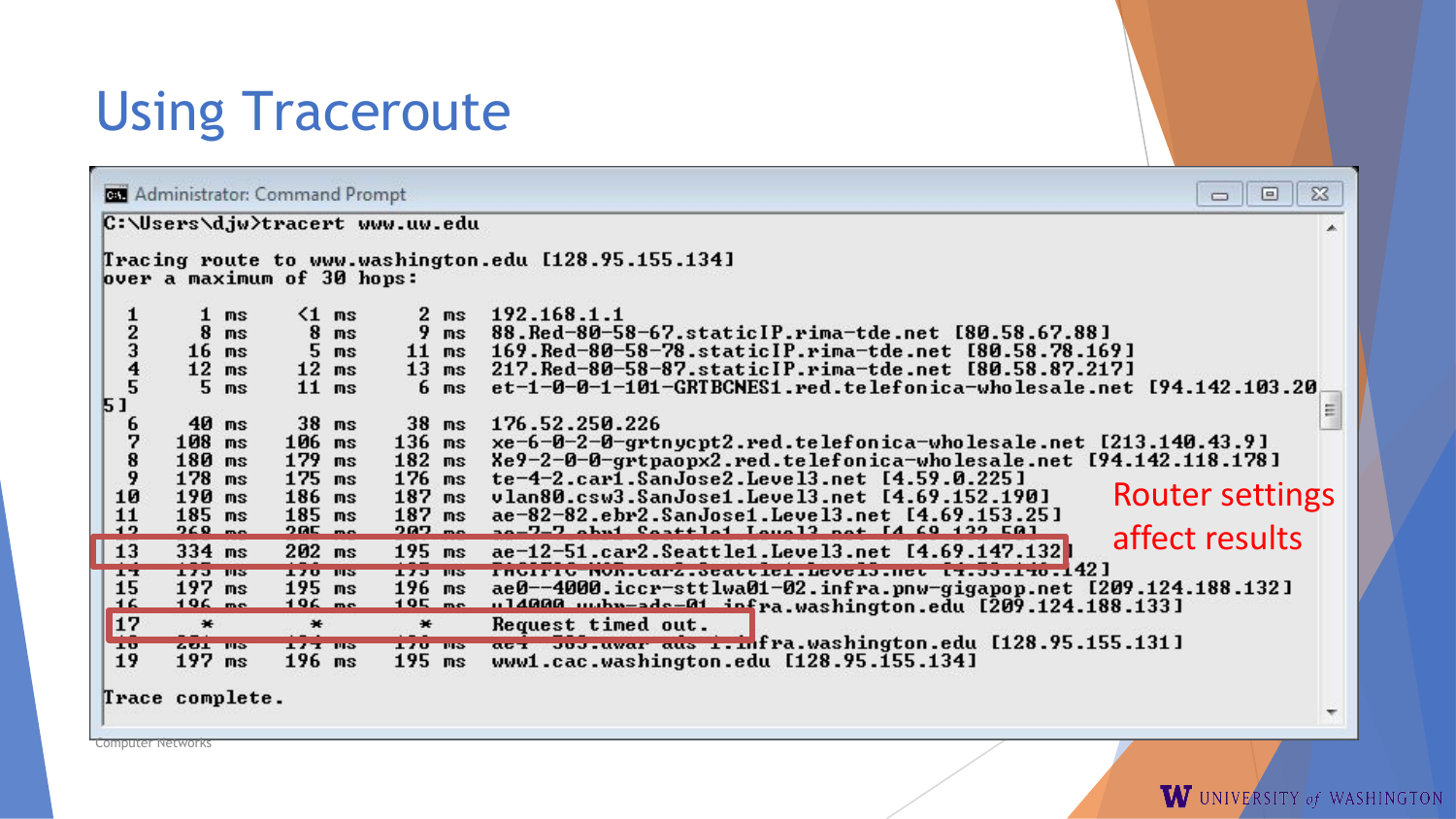# Using Traceroute

```
Administrator: Command Prompt
C:\Users\djw>tracert www.uw.edu

Tracing route to www.washington.edu [128.95.155.134]
over a maximum of 30 hops:

  1     1 ms    <1 ms     2 ms  192.168.1.1
  2     8 ms     8 ms     9 ms  88.Red-80-58-67.staticIP.rima-tde.net [80.58.67.88]
  3    16 ms     5 ms    11 ms  169.Red-80-58-78.staticIP.rima-tde.net [80.58.78.169]
  4    12 ms    12 ms    13 ms  217.Red-80-58-87.staticIP.rima-tde.net [80.58.87.217]
  5     5 ms    11 ms     6 ms  et-1-0-0-1-101-GRTBCNES1.red.telefonica-wholesale.net [94.142.103.20
5]
  6    40 ms    38 ms    38 ms  176.52.250.226
  7   108 ms   106 ms   136 ms  xe-6-0-2-0-grtnycpt2.red.telefonica-wholesale.net [213.140.43.9]
  8   180 ms   179 ms   182 ms  Xe9-2-0-0-grtpaopx2.red.telefonica-wholesale.net [94.142.118.178]
  9   178 ms   175 ms   176 ms  te-4-2.car1.SanJose2.Level3.net [4.59.0.225]
 10   190 ms   186 ms   187 ms  vlan80.csw3.SanJose1.Level3.net [4.69.152.190]
 11   185 ms   185 ms   187 ms  ae-82-82.ebr2.SanJose1.Level3.net [4.69.153.25]
 12   268 ms   205 ms   207 ms  ae-7-7.ebr1.Seattle1.Level3.net [4.69.132.50]
 13   334 ms   202 ms   195 ms  ae-12-51.car2.Seattle1.Level3.net [4.69.147.132]
 14   193 ms   196 ms   193 ms  PACIFIC-NOR.car2.Seattle1.Level3.net [4.53.146.142]
 15   197 ms   195 ms   196 ms  ae0--4000.iccr-sttlwa01-02.infra.pnw-gigapop.net [209.124.188.132]
 16   196 ms   196 ms   195 ms  v14000.uwbr-ads-01.infra.washington.edu [209.124.188.133]
 17     *        *        *     Request timed out.
 18   201 ms   194 ms   196 ms  ae4--583.uwar-ads-1.infra.washington.edu [128.95.155.131]
 19   197 ms   196 ms   195 ms  www1.cac.washington.edu [128.95.155.134]

Trace complete.
```

Router settings affect results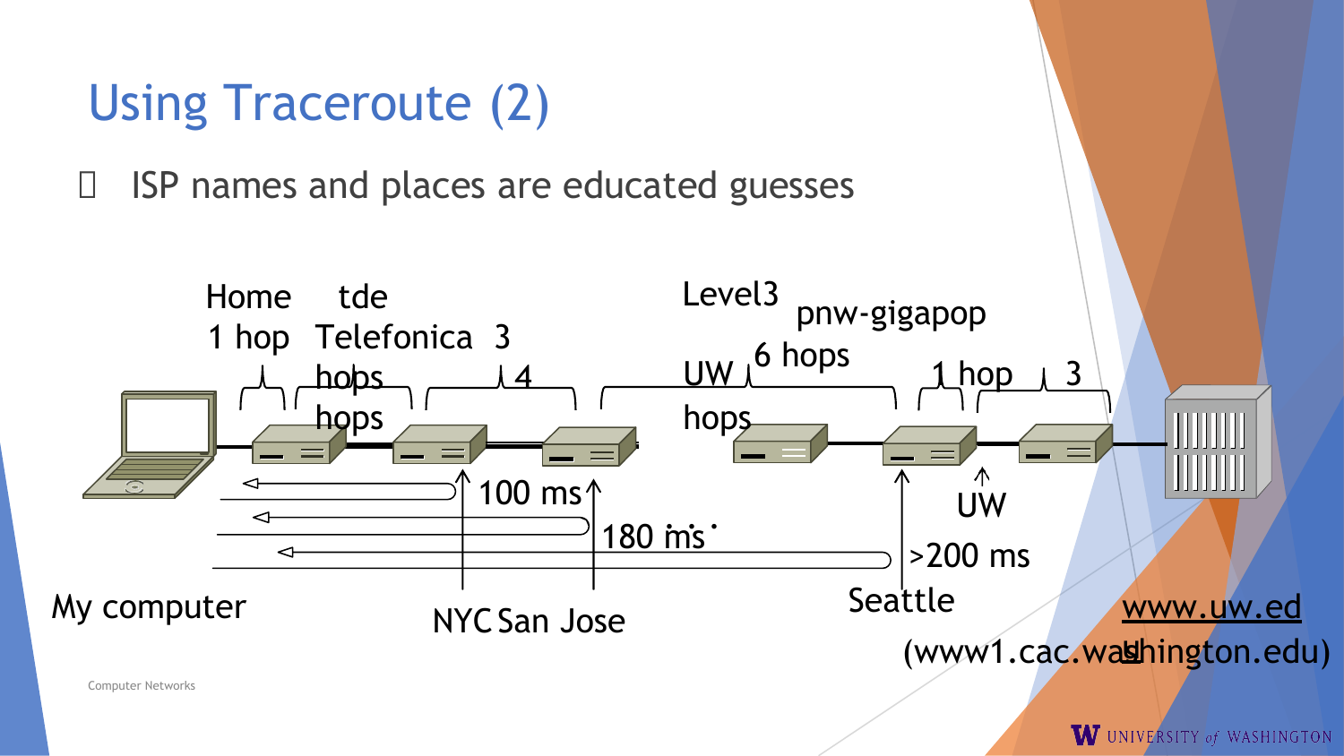# Using Traceroute (2)

- ISP names and places are educated guesses

Home 1 hop

tde Telefonica 3 hops

4 hops

Level3

UW 6 hops

pnw-gigapop 1 hop

3

100 ms

180 ms

>200 ms

UW

My computer

NYC

San Jose

Seattle

www.uw.edu (www1.cac.washington.edu)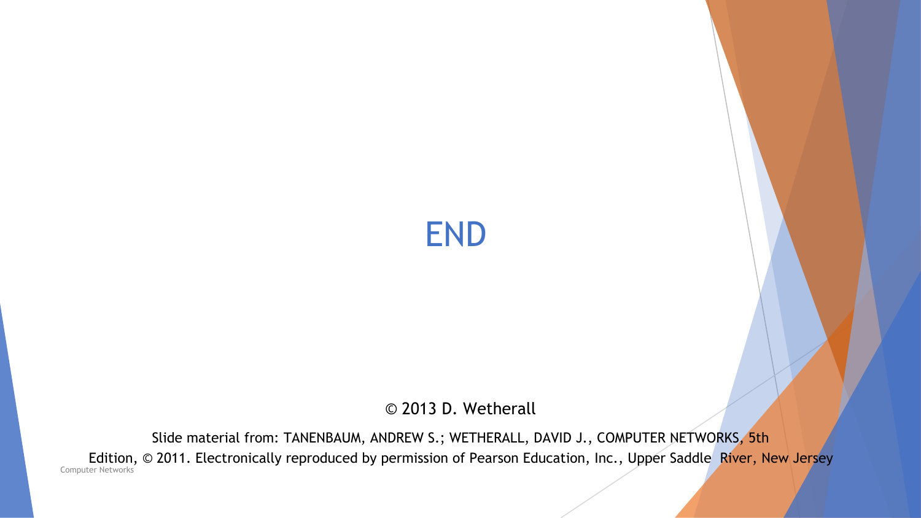# END

© 2013 D. Wetherall

Slide material from: TANENBAUM, ANDREW S.; WETHERALL, DAVID J., COMPUTER NETWORKS, 5th Edition, © 2011. Electronically reproduced by permission of Pearson Education, Inc., Upper Saddle River, New Jersey